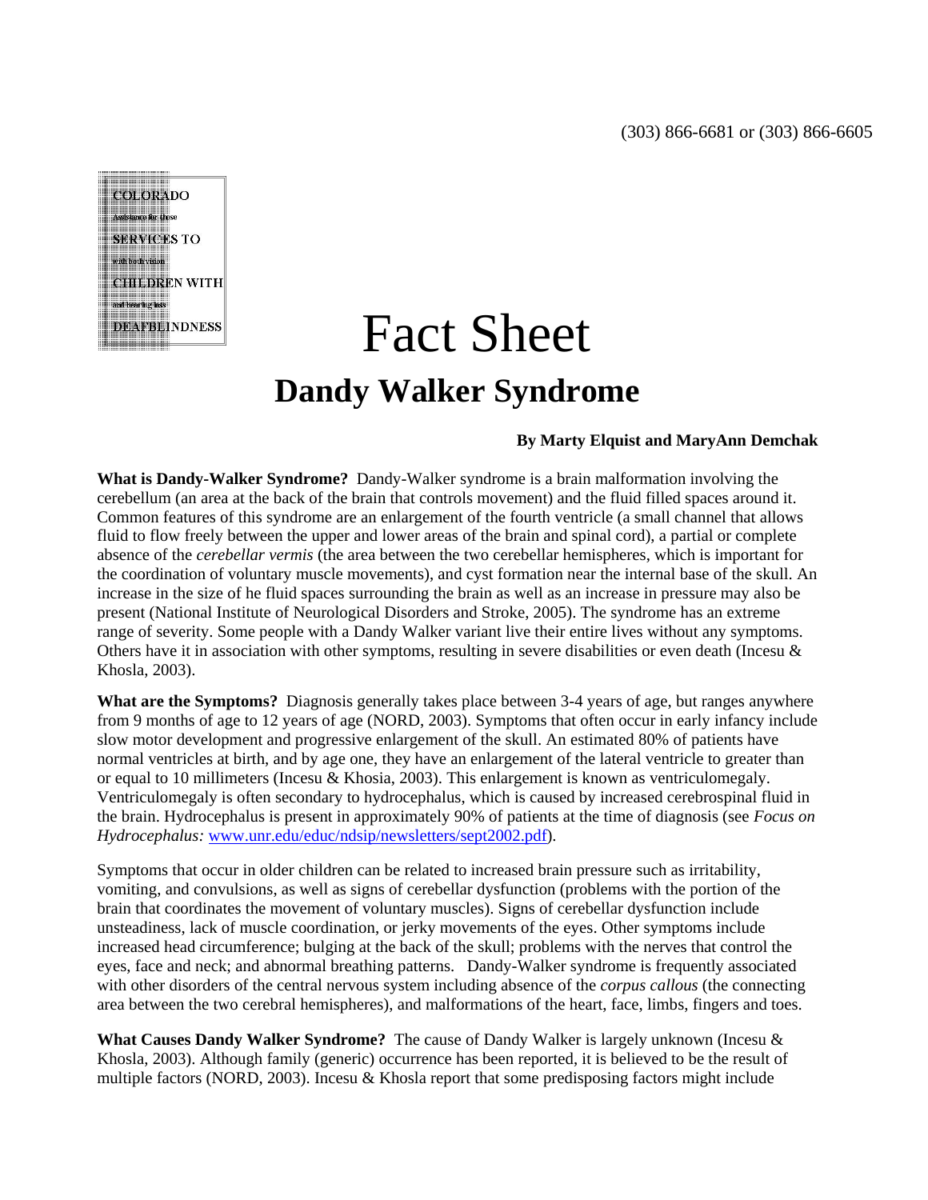(303) 866-6681 or (303) 866-6605

COLORADO
Assistance for those
SERVICES TO
with both vision
CHILDREN WITH
and hearing loss
DEAFBLINDNESS

# Fact Sheet

## Dandy Walker Syndrome

**By Marty Elquist and MaryAnn Demchak**

**What is Dandy-Walker Syndrome?** Dandy-Walker syndrome is a brain malformation involving the cerebellum (an area at the back of the brain that controls movement) and the fluid filled spaces around it. Common features of this syndrome are an enlargement of the fourth ventricle (a small channel that allows fluid to flow freely between the upper and lower areas of the brain and spinal cord), a partial or complete absence of the *cerebellar vermis* (the area between the two cerebellar hemispheres, which is important for the coordination of voluntary muscle movements), and cyst formation near the internal base of the skull. An increase in the size of he fluid spaces surrounding the brain as well as an increase in pressure may also be present (National Institute of Neurological Disorders and Stroke, 2005). The syndrome has an extreme range of severity. Some people with a Dandy Walker variant live their entire lives without any symptoms. Others have it in association with other symptoms, resulting in severe disabilities or even death (Incesu & Khosla, 2003).

**What are the Symptoms?** Diagnosis generally takes place between 3-4 years of age, but ranges anywhere from 9 months of age to 12 years of age (NORD, 2003). Symptoms that often occur in early infancy include slow motor development and progressive enlargement of the skull. An estimated 80% of patients have normal ventricles at birth, and by age one, they have an enlargement of the lateral ventricle to greater than or equal to 10 millimeters (Incesu & Khosia, 2003). This enlargement is known as ventriculomegaly. Ventriculomegaly is often secondary to hydrocephalus, which is caused by increased cerebrospinal fluid in the brain. Hydrocephalus is present in approximately 90% of patients at the time of diagnosis (see *Focus on Hydrocephalus:* www.unr.edu/educ/ndsip/newsletters/sept2002.pdf).

Symptoms that occur in older children can be related to increased brain pressure such as irritability, vomiting, and convulsions, as well as signs of cerebellar dysfunction (problems with the portion of the brain that coordinates the movement of voluntary muscles). Signs of cerebellar dysfunction include unsteadiness, lack of muscle coordination, or jerky movements of the eyes. Other symptoms include increased head circumference; bulging at the back of the skull; problems with the nerves that control the eyes, face and neck; and abnormal breathing patterns. Dandy-Walker syndrome is frequently associated with other disorders of the central nervous system including absence of the *corpus callous* (the connecting area between the two cerebral hemispheres), and malformations of the heart, face, limbs, fingers and toes.

**What Causes Dandy Walker Syndrome?** The cause of Dandy Walker is largely unknown (Incesu & Khosla, 2003). Although family (generic) occurrence has been reported, it is believed to be the result of multiple factors (NORD, 2003). Incesu & Khosla report that some predisposing factors might include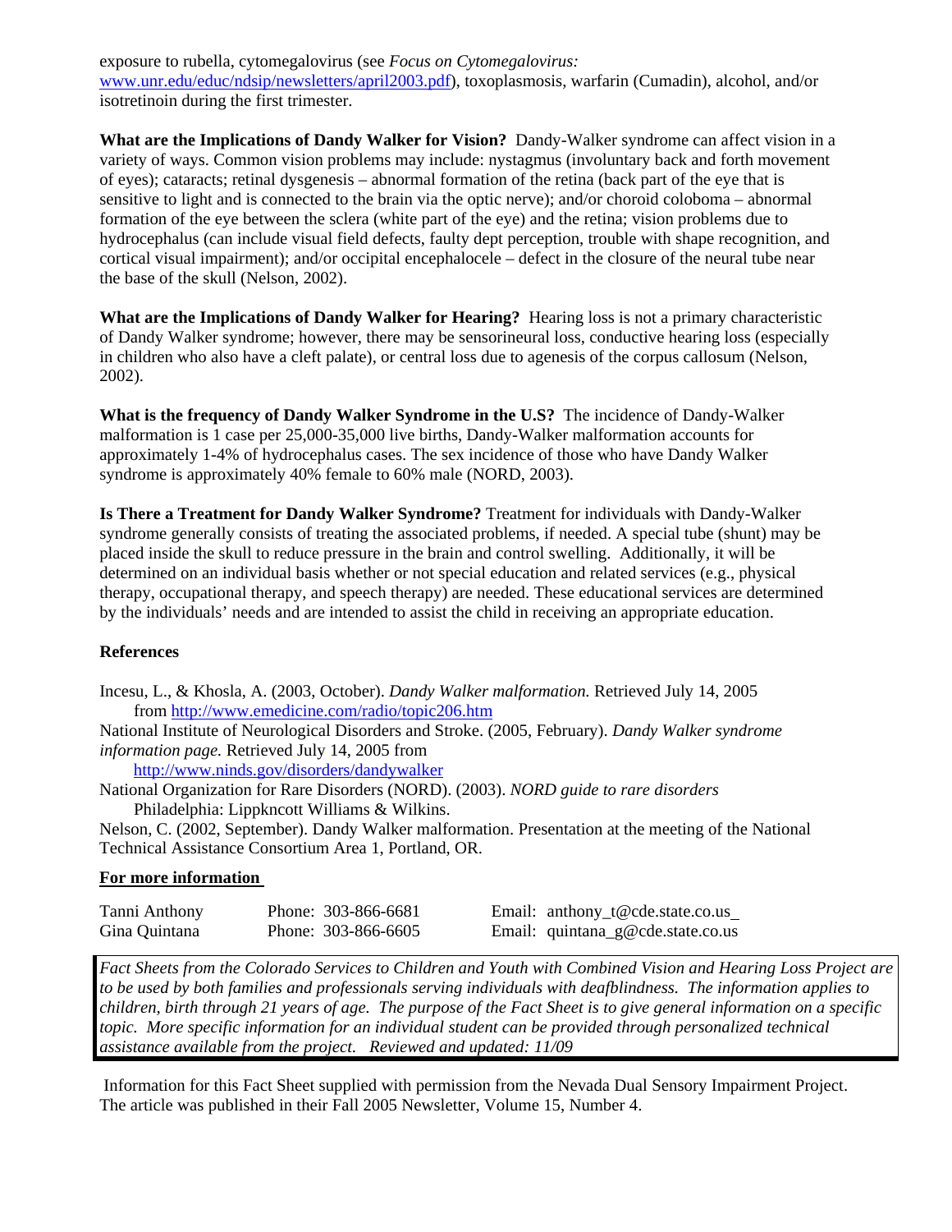exposure to rubella, cytomegalovirus (see *Focus on Cytomegalovirus:* [www.unr.edu/educ/ndsip/newsletters/april2003.pdf](www.unr.edu/educ/ndsip/newsletters/april2003.pdf)), toxoplasmosis, warfarin (Cumadin), alcohol, and/or isotretinoin during the first trimester.

**What are the Implications of Dandy Walker for Vision?** Dandy-Walker syndrome can affect vision in a variety of ways. Common vision problems may include: nystagmus (involuntary back and forth movement of eyes); cataracts; retinal dysgenesis – abnormal formation of the retina (back part of the eye that is sensitive to light and is connected to the brain via the optic nerve); and/or choroid coloboma – abnormal formation of the eye between the sclera (white part of the eye) and the retina; vision problems due to hydrocephalus (can include visual field defects, faulty dept perception, trouble with shape recognition, and cortical visual impairment); and/or occipital encephalocele – defect in the closure of the neural tube near the base of the skull (Nelson, 2002).

**What are the Implications of Dandy Walker for Hearing?** Hearing loss is not a primary characteristic of Dandy Walker syndrome; however, there may be sensorineural loss, conductive hearing loss (especially in children who also have a cleft palate), or central loss due to agenesis of the corpus callosum (Nelson, 2002).

**What is the frequency of Dandy Walker Syndrome in the U.S?** The incidence of Dandy-Walker malformation is 1 case per 25,000-35,000 live births, Dandy-Walker malformation accounts for approximately 1-4% of hydrocephalus cases. The sex incidence of those who have Dandy Walker syndrome is approximately 40% female to 60% male (NORD, 2003).

**Is There a Treatment for Dandy Walker Syndrome?** Treatment for individuals with Dandy-Walker syndrome generally consists of treating the associated problems, if needed. A special tube (shunt) may be placed inside the skull to reduce pressure in the brain and control swelling. Additionally, it will be determined on an individual basis whether or not special education and related services (e.g., physical therapy, occupational therapy, and speech therapy) are needed. These educational services are determined by the individuals' needs and are intended to assist the child in receiving an appropriate education.

**References**

Incesu, L., & Khosla, A. (2003, October). *Dandy Walker malformation.* Retrieved July 14, 2005 from [http://www.emedicine.com/radio/topic206.htm](http://www.emedicine.com/radio/topic206.htm)

National Institute of Neurological Disorders and Stroke. (2005, February). *Dandy Walker syndrome information page.* Retrieved July 14, 2005 from [http://www.ninds.gov/disorders/dandywalker](http://www.ninds.gov/disorders/dandywalker)

National Organization for Rare Disorders (NORD). (2003). *NORD guide to rare disorders* Philadelphia: Lippkncott Williams & Wilkins.

Nelson, C. (2002, September). Dandy Walker malformation. Presentation at the meeting of the National Technical Assistance Consortium Area 1, Portland, OR.

**For more information**

| | | |
|---|---|---|
| Tanni Anthony | Phone: 303-866-6681 | Email: anthony_t@cde.state.co.us |
| Gina Quintana | Phone: 303-866-6605 | Email: quintana_g@cde.state.co.us |

*Fact Sheets from the Colorado Services to Children and Youth with Combined Vision and Hearing Loss Project are to be used by both families and professionals serving individuals with deafblindness. The information applies to children, birth through 21 years of age. The purpose of the Fact Sheet is to give general information on a specific topic. More specific information for an individual student can be provided through personalized technical assistance available from the project. Reviewed and updated: 11/09*

Information for this Fact Sheet supplied with permission from the Nevada Dual Sensory Impairment Project. The article was published in their Fall 2005 Newsletter, Volume 15, Number 4.